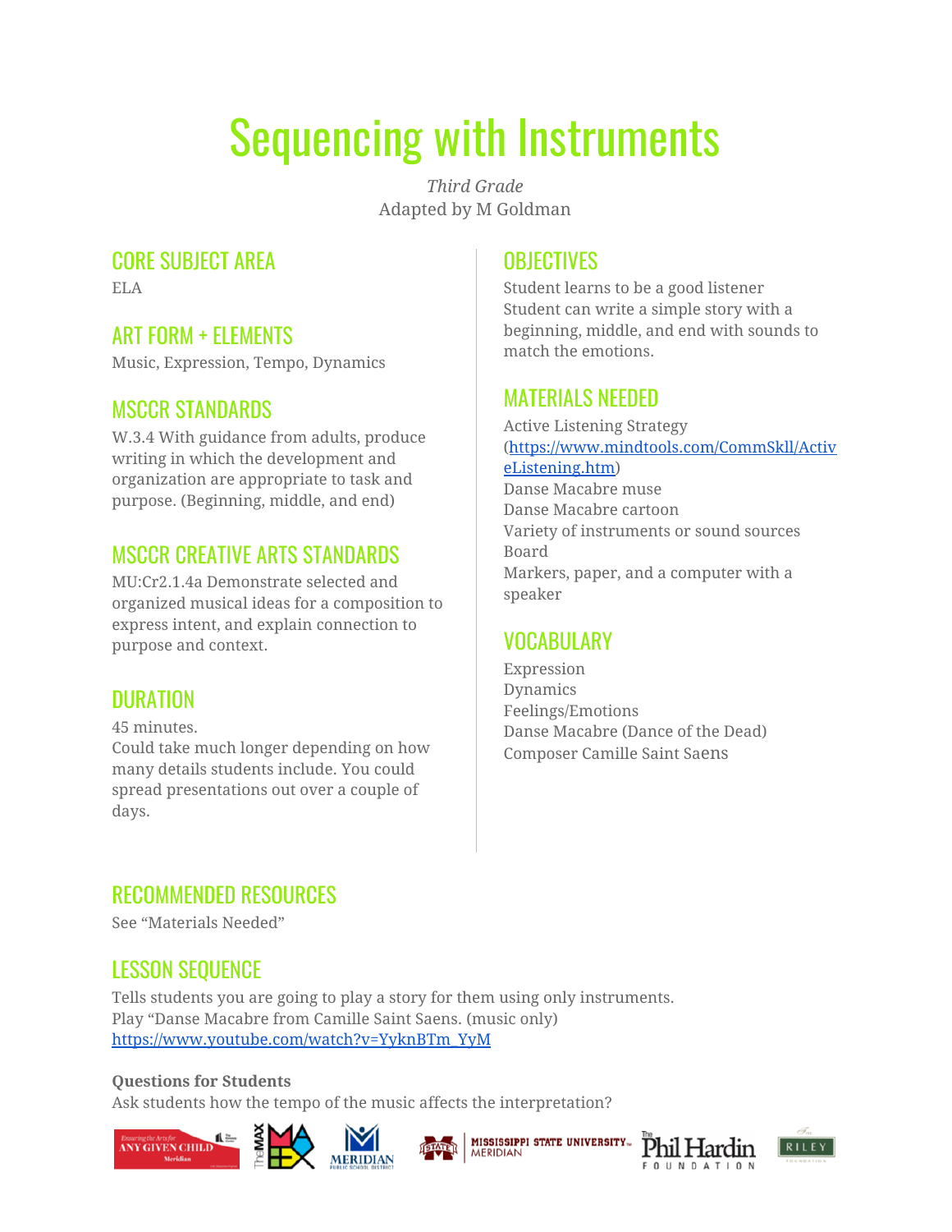# Sequencing with Instruments

*Third Grade*
Adapted by M Goldman

## CORE SUBJECT AREA

ELA

## ART FORM + ELEMENTS

Music, Expression, Tempo, Dynamics

## MSCCR STANDARDS

W.3.4 With guidance from adults, produce writing in which the development and organization are appropriate to task and purpose. (Beginning, middle, and end)

## MSCCR CREATIVE ARTS STANDARDS

MU:Cr2.1.4a Demonstrate selected and organized musical ideas for a composition to express intent, and explain connection to purpose and context.

## DURATION

45 minutes.
Could take much longer depending on how many details students include. You could spread presentations out over a couple of days.

## OBJECTIVES

Student learns to be a good listener
Student can write a simple story with a beginning, middle, and end with sounds to match the emotions.

## MATERIALS NEEDED

Active Listening Strategy (https://www.mindtools.com/CommSkll/ActiveListening.htm)
Danse Macabre muse
Danse Macabre cartoon
Variety of instruments or sound sources
Board
Markers, paper, and a computer with a speaker

## VOCABULARY

Expression
Dynamics
Feelings/Emotions
Danse Macabre (Dance of the Dead)
Composer Camille Saint Saens

## RECOMMENDED RESOURCES

See "Materials Needed"

## LESSON SEQUENCE

Tells students you are going to play a story for them using only instruments.
Play "Danse Macabre from Camille Saint Saens. (music only)
https://www.youtube.com/watch?v=YyknBTm_YyM

**Questions for Students**
Ask students how the tempo of the music affects the interpretation?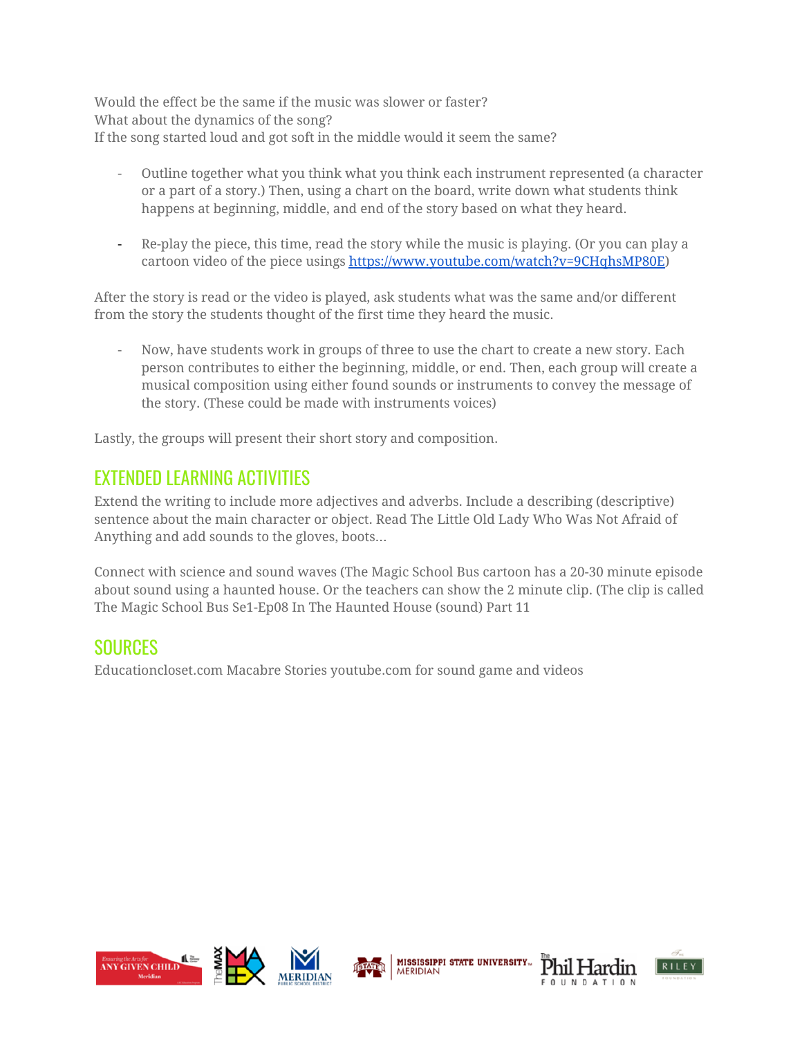Would the effect be the same if the music was slower or faster?
What about the dynamics of the song?
If the song started loud and got soft in the middle would it seem the same?

- Outline together what you think what you think each instrument represented (a character or a part of a story.) Then, using a chart on the board, write down what students think happens at beginning, middle, and end of the story based on what they heard.

- Re-play the piece, this time, read the story while the music is playing. (Or you can play a cartoon video of the piece usings [https://www.youtube.com/watch?v=9CHqhsMP80E](https://www.youtube.com/watch?v=9CHqhsMP80E))

After the story is read or the video is played, ask students what was the same and/or different from the story the students thought of the first time they heard the music.

- Now, have students work in groups of three to use the chart to create a new story. Each person contributes to either the beginning, middle, or end. Then, each group will create a musical composition using either found sounds or instruments to convey the message of the story. (These could be made with instruments voices)

Lastly, the groups will present their short story and composition.

## EXTENDED LEARNING ACTIVITIES

Extend the writing to include more adjectives and adverbs. Include a describing (descriptive) sentence about the main character or object. Read The Little Old Lady Who Was Not Afraid of Anything and add sounds to the gloves, boots...

Connect with science and sound waves (The Magic School Bus cartoon has a 20-30 minute episode about sound using a haunted house. Or the teachers can show the 2 minute clip. (The clip is called The Magic School Bus Se1-Ep08 In The Haunted House (sound) Part 11

## SOURCES

Educationcloset.com Macabre Stories youtube.com for sound game and videos